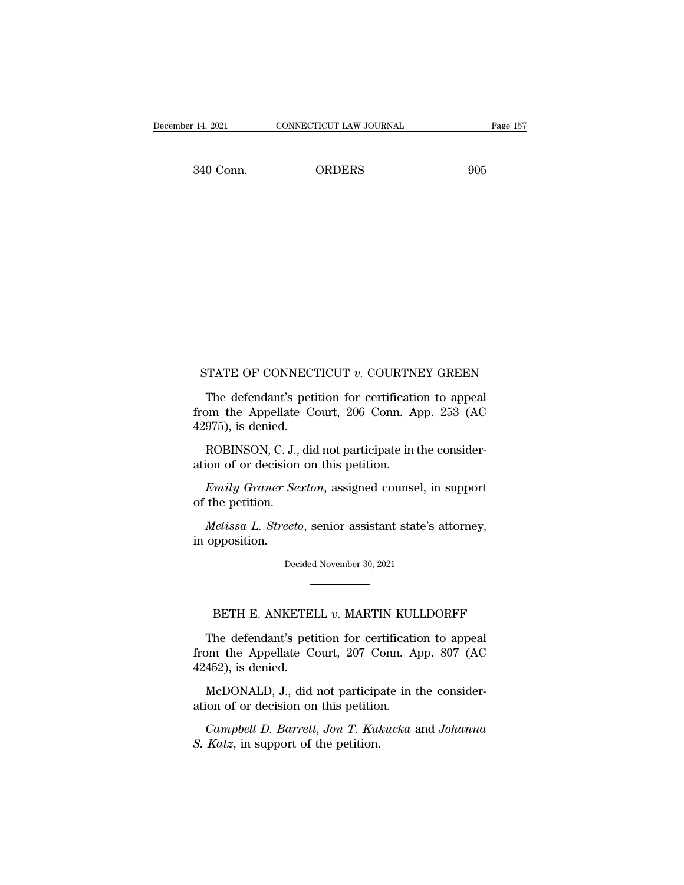STATE OF CONNECTICUT *v.* COURTNEY GREEN

The defendant's petition for certification to appeal from the Appellate Court, 206 Conn. App. 253 (AC 42975), is denied.

ROBINSON, C. J., did not participate in the consideration of or decision on this petition.

*Emily Graner Sexton*, assigned counsel, in support of the petition.

*Melissa L. Streeto*, senior assistant state's attorney, in opposition.

Decided November 30, 2021

---

BETH E. ANKETELL *v.* MARTIN KULLDORFF

The defendant's petition for certification to appeal from the Appellate Court, 207 Conn. App. 807 (AC 42452), is denied.

McDONALD, J., did not participate in the consideration of or decision on this petition.

*Campbell D. Barrett*, *Jon T. Kukucka* and *Johanna S. Katz*, in support of the petition.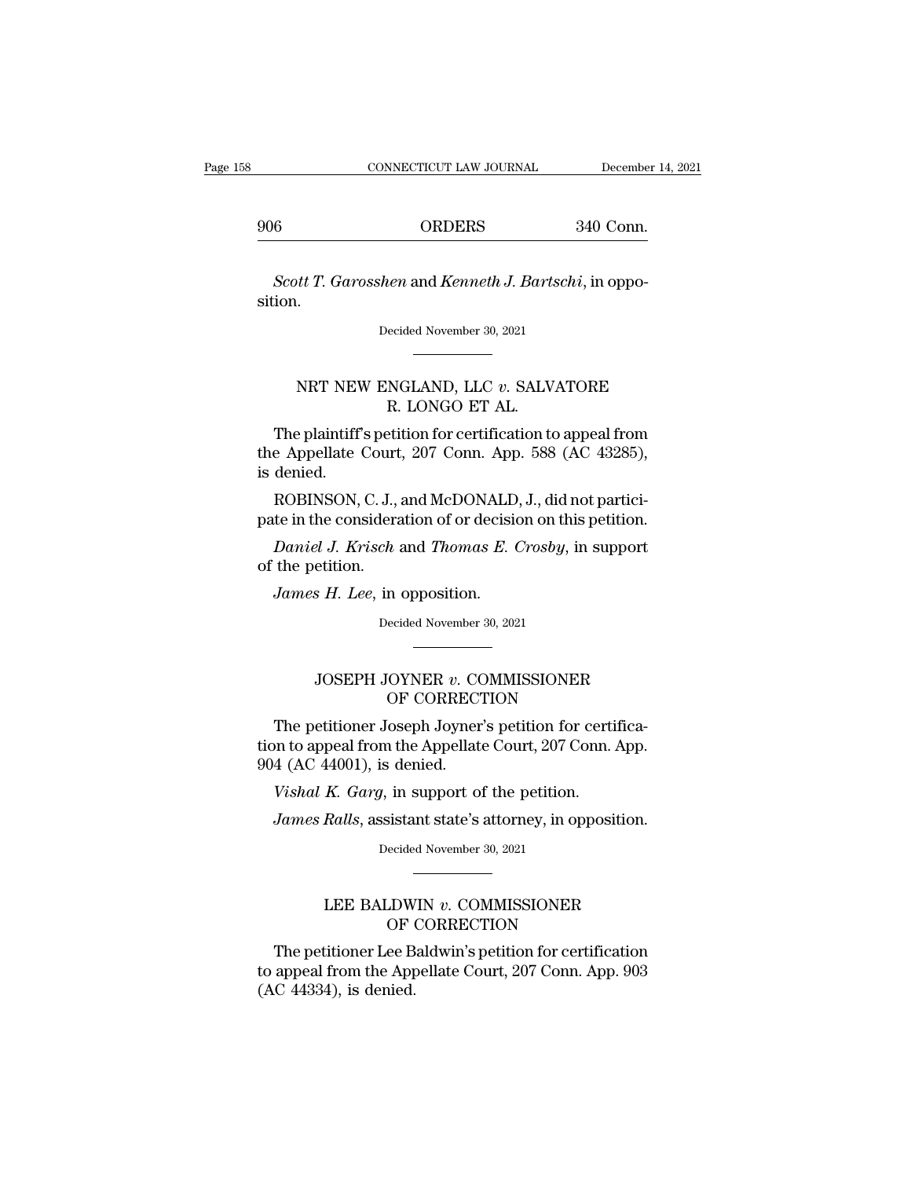*Scott T. Garosshen* and *Kenneth J. Bartschi*, in opposition.

Decided November 30, 2021

## NRT NEW ENGLAND, LLC *v.* SALVATORE R. LONGO ET AL.

The plaintiff's petition for certification to appeal from the Appellate Court, 207 Conn. App. 588 (AC 43285), is denied.

ROBINSON, C. J., and McDONALD, J., did not participate in the consideration of or decision on this petition.

*Daniel J. Krisch* and *Thomas E. Crosby*, in support of the petition.

*James H. Lee*, in opposition.

Decided November 30, 2021

## JOSEPH JOYNER *v.* COMMISSIONER OF CORRECTION

The petitioner Joseph Joyner's petition for certification to appeal from the Appellate Court, 207 Conn. App. 904 (AC 44001), is denied.

*Vishal K. Garg*, in support of the petition.

*James Ralls*, assistant state's attorney, in opposition.

Decided November 30, 2021

## LEE BALDWIN *v.* COMMISSIONER OF CORRECTION

The petitioner Lee Baldwin's petition for certification to appeal from the Appellate Court, 207 Conn. App. 903 (AC 44334), is denied.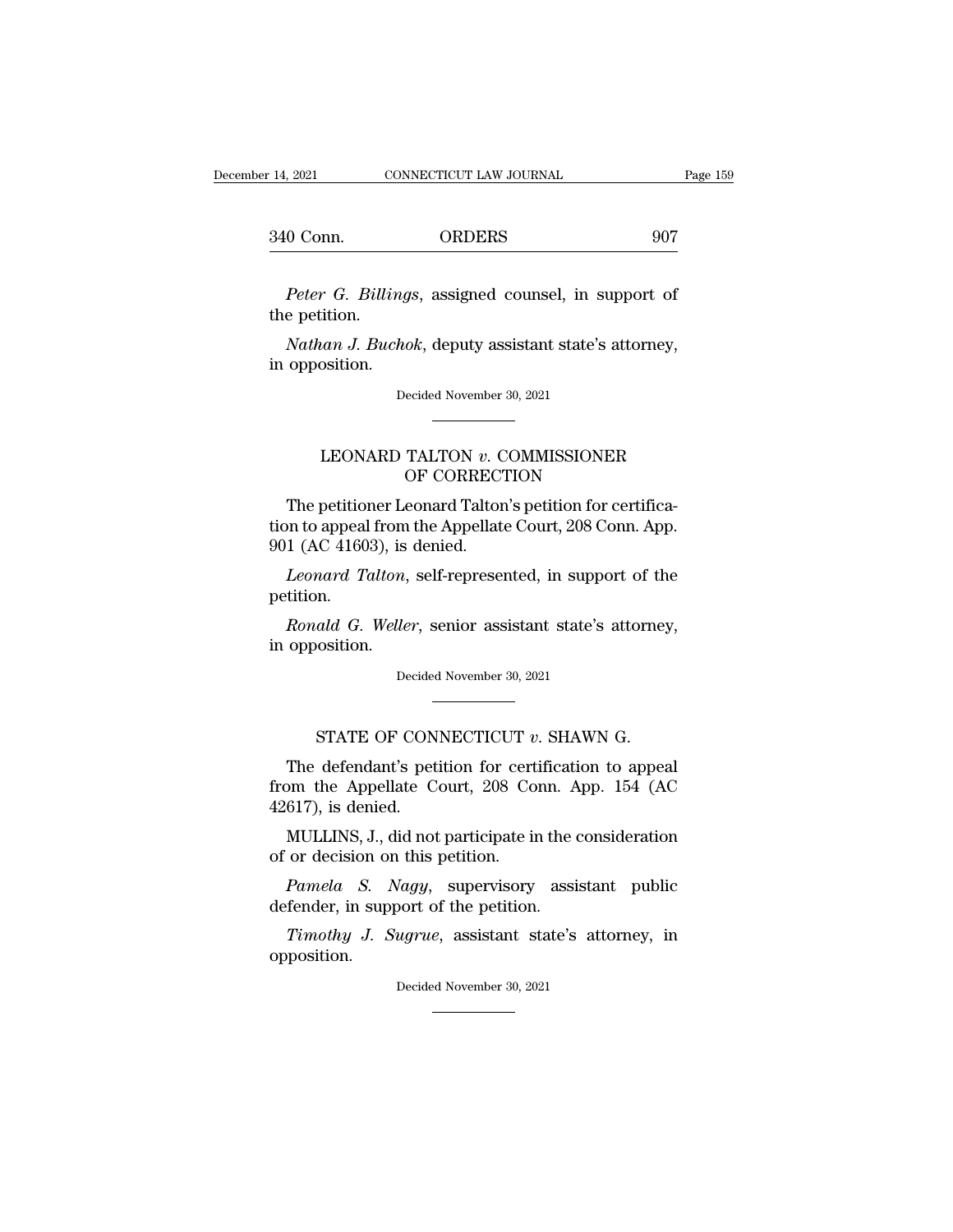*Peter G. Billings*, assigned counsel, in support of the petition.

*Nathan J. Buchok*, deputy assistant state's attorney, in opposition.

Decided November 30, 2021

---

LEONARD TALTON *v.* COMMISSIONER OF CORRECTION

The petitioner Leonard Talton's petition for certification to appeal from the Appellate Court, 208 Conn. App. 901 (AC 41603), is denied.

*Leonard Talton*, self-represented, in support of the petition.

*Ronald G. Weller*, senior assistant state's attorney, in opposition.

Decided November 30, 2021

---

STATE OF CONNECTICUT *v.* SHAWN G.

The defendant's petition for certification to appeal from the Appellate Court, 208 Conn. App. 154 (AC 42617), is denied.

MULLINS, J., did not participate in the consideration of or decision on this petition.

*Pamela S. Nagy*, supervisory assistant public defender, in support of the petition.

*Timothy J. Sugrue*, assistant state's attorney, in opposition.

Decided November 30, 2021

---